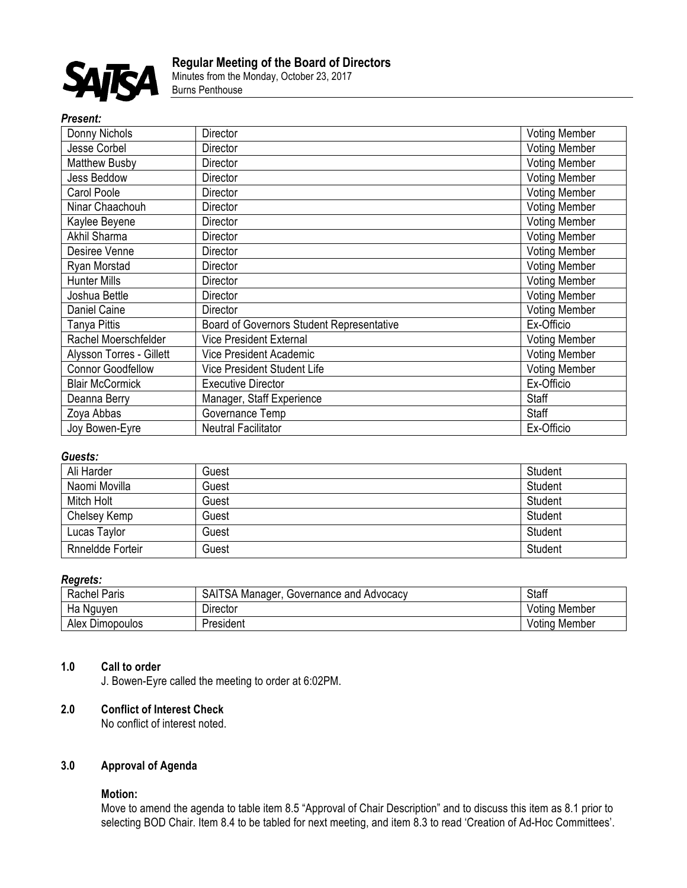# Regular Meeting of the Board of Directors

Minutes from the Monday, October 23, 2017
Burns Penthouse

***Present:***

| Donny Nichols | Director | Voting Member |
|---|---|---|
| Jesse Corbel | Director | Voting Member |
| Matthew Busby | Director | Voting Member |
| Jess Beddow | Director | Voting Member |
| Carol Poole | Director | Voting Member |
| Ninar Chaachouh | Director | Voting Member |
| Kaylee Beyene | Director | Voting Member |
| Akhil Sharma | Director | Voting Member |
| Desiree Venne | Director | Voting Member |
| Ryan Morstad | Director | Voting Member |
| Hunter Mills | Director | Voting Member |
| Joshua Bettle | Director | Voting Member |
| Daniel Caine | Director | Voting Member |
| Tanya Pittis | Board of Governors Student Representative | Ex-Officio |
| Rachel Moerschfelder | Vice President External | Voting Member |
| Alysson Torres - Gillett | Vice President Academic | Voting Member |
| Connor Goodfellow | Vice President Student Life | Voting Member |
| Blair McCormick | Executive Director | Ex-Officio |
| Deanna Berry | Manager, Staff Experience | Staff |
| Zoya Abbas | Governance Temp | Staff |
| Joy Bowen-Eyre | Neutral Facilitator | Ex-Officio |

***Guests:***

| Ali Harder | Guest | Student |
|---|---|---|
| Naomi Movilla | Guest | Student |
| Mitch Holt | Guest | Student |
| Chelsey Kemp | Guest | Student |
| Lucas Taylor | Guest | Student |
| Rnneldde Forteir | Guest | Student |

***Regrets:***

| Rachel Paris | SAITSA Manager, Governance and Advocacy | Staff |
|---|---|---|
| Ha Nguyen | Director | Voting Member |
| Alex Dimopoulos | President | Voting Member |

**1.0 Call to order**

J. Bowen-Eyre called the meeting to order at 6:02PM.

**2.0 Conflict of Interest Check**

No conflict of interest noted.

**3.0 Approval of Agenda**

**Motion:**

Move to amend the agenda to table item 8.5 "Approval of Chair Description" and to discuss this item as 8.1 prior to selecting BOD Chair. Item 8.4 to be tabled for next meeting, and item 8.3 to read 'Creation of Ad-Hoc Committees'.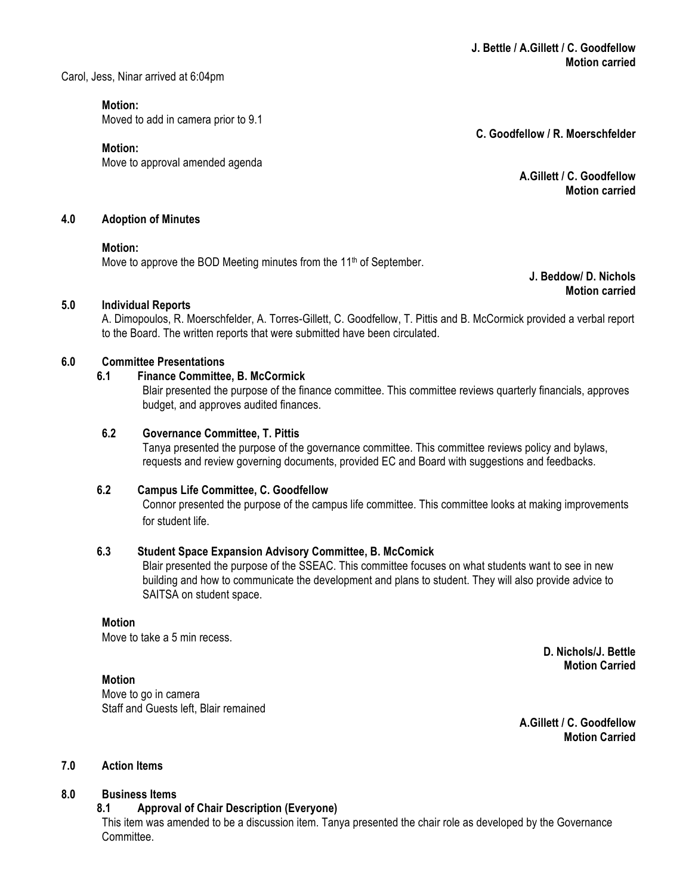**J. Bettle / A.Gillett / C. Goodfellow**
**Motion carried**

Carol, Jess, Ninar arrived at 6:04pm

**Motion:**
Moved to add in camera prior to 9.1

**C. Goodfellow / R. Moerschfelder**

**Motion:**
Move to approval amended agenda

**A.Gillett / C. Goodfellow**
**Motion carried**

## 4.0 Adoption of Minutes

**Motion:**
Move to approve the BOD Meeting minutes from the 11th of September.

**J. Beddow/ D. Nichols**
**Motion carried**

## 5.0 Individual Reports

A. Dimopoulos, R. Moerschfelder, A. Torres-Gillett, C. Goodfellow, T. Pittis and B. McCormick provided a verbal report to the Board. The written reports that were submitted have been circulated.

## 6.0 Committee Presentations

### 6.1 Finance Committee, B. McCormick

Blair presented the purpose of the finance committee. This committee reviews quarterly financials, approves budget, and approves audited finances.

### 6.2 Governance Committee, T. Pittis

Tanya presented the purpose of the governance committee. This committee reviews policy and bylaws, requests and review governing documents, provided EC and Board with suggestions and feedbacks.

### 6.2 Campus Life Committee, C. Goodfellow

Connor presented the purpose of the campus life committee. This committee looks at making improvements for student life.

### 6.3 Student Space Expansion Advisory Committee, B. McComick

Blair presented the purpose of the SSEAC. This committee focuses on what students want to see in new building and how to communicate the development and plans to student. They will also provide advice to SAITSA on student space.

**Motion**
Move to take a 5 min recess.

**D. Nichols/J. Bettle**
**Motion Carried**

**Motion**
Move to go in camera
Staff and Guests left, Blair remained

**A.Gillett / C. Goodfellow**
**Motion Carried**

## 7.0 Action Items

## 8.0 Business Items

### 8.1 Approval of Chair Description (Everyone)

This item was amended to be a discussion item. Tanya presented the chair role as developed by the Governance Committee.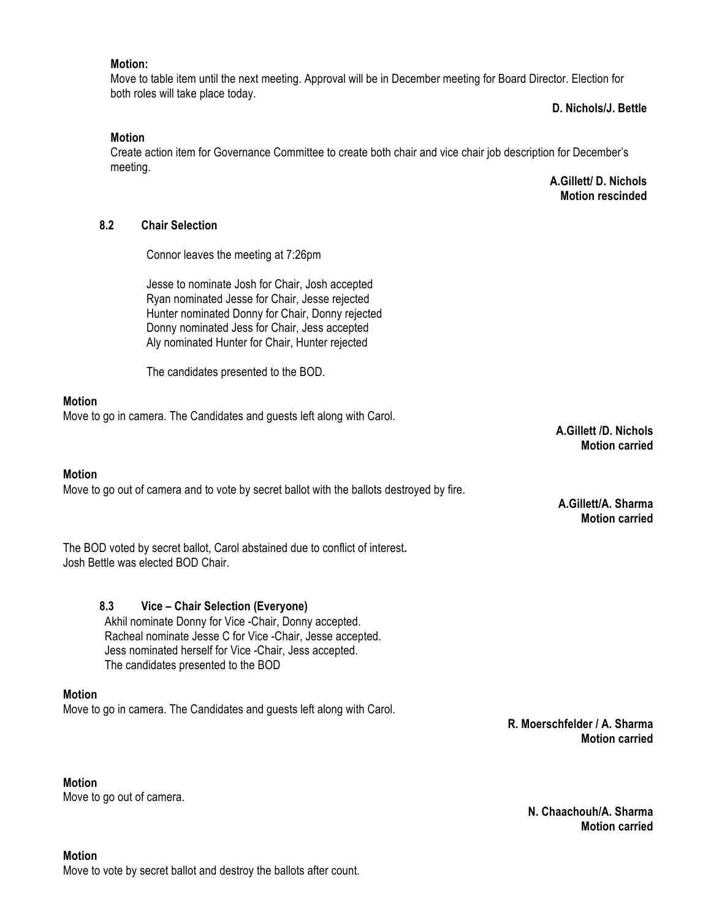**Motion:**

Move to table item until the next meeting. Approval will be in December meeting for Board Director. Election for both roles will take place today.

**D. Nichols/J. Bettle**

**Motion**

Create action item for Governance Committee to create both chair and vice chair job description for December's meeting.

**A.Gillett/ D. Nichols**
**Motion rescinded**

### 8.2 Chair Selection

Connor leaves the meeting at 7:26pm

Jesse to nominate Josh for Chair, Josh accepted
Ryan nominated Jesse for Chair, Jesse rejected
Hunter nominated Donny for Chair, Donny rejected
Donny nominated Jess for Chair, Jess accepted
Aly nominated Hunter for Chair, Hunter rejected

The candidates presented to the BOD.

**Motion**

Move to go in camera. The Candidates and guests left along with Carol.

**A.Gillett /D. Nichols**
**Motion carried**

**Motion**

Move to go out of camera and to vote by secret ballot with the ballots destroyed by fire.

**A.Gillett/A. Sharma**
**Motion carried**

The BOD voted by secret ballot, Carol abstained due to conflict of interest**.**
Josh Bettle was elected BOD Chair.

### 8.3 Vice – Chair Selection (Everyone)

Akhil nominate Donny for Vice -Chair, Donny accepted.
Racheal nominate Jesse C for Vice -Chair, Jesse accepted.
Jess nominated herself for Vice -Chair, Jess accepted.
The candidates presented to the BOD

**Motion**

Move to go in camera. The Candidates and guests left along with Carol.

**R. Moerschfelder / A. Sharma**
**Motion carried**

**Motion**

Move to go out of camera.

**N. Chaachouh/A. Sharma**
**Motion carried**

**Motion**

Move to vote by secret ballot and destroy the ballots after count.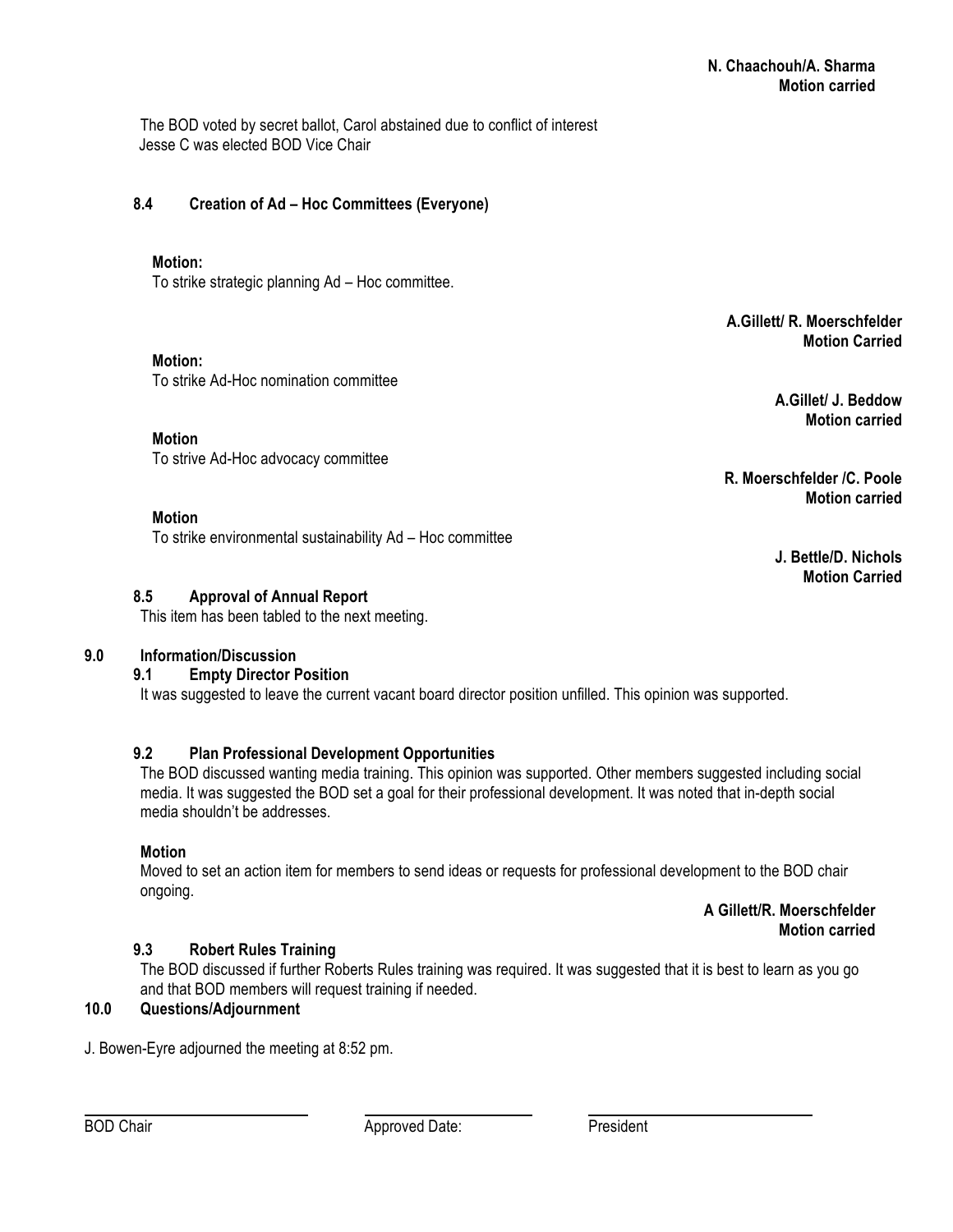**N. Chaachouh/A. Sharma**
**Motion carried**

The BOD voted by secret ballot, Carol abstained due to conflict of interest
Jesse C was elected BOD Vice Chair

### 8.4 Creation of Ad – Hoc Committees (Everyone)

**Motion:**
To strike strategic planning Ad – Hoc committee.

**A.Gillett/ R. Moerschfelder**
**Motion Carried**

**Motion:**
To strike Ad-Hoc nomination committee

**A.Gillet/ J. Beddow**
**Motion carried**

**Motion**
To strive Ad-Hoc advocacy committee

**R. Moerschfelder /C. Poole**
**Motion carried**

**Motion**
To strike environmental sustainability Ad – Hoc committee

**J. Bettle/D. Nichols**
**Motion Carried**

### 8.5 Approval of Annual Report

This item has been tabled to the next meeting.

## 9.0 Information/Discussion

### 9.1 Empty Director Position

It was suggested to leave the current vacant board director position unfilled. This opinion was supported.

### 9.2 Plan Professional Development Opportunities

The BOD discussed wanting media training. This opinion was supported. Other members suggested including social media. It was suggested the BOD set a goal for their professional development. It was noted that in-depth social media shouldn't be addresses.

**Motion**
Moved to set an action item for members to send ideas or requests for professional development to the BOD chair ongoing.

**A Gillett/R. Moerschfelder**
**Motion carried**

### 9.3 Robert Rules Training

The BOD discussed if further Roberts Rules training was required. It was suggested that it is best to learn as you go and that BOD members will request training if needed.

## 10.0 Questions/Adjournment

J. Bowen-Eyre adjourned the meeting at 8:52 pm.

BOD Chair ____________________ Approved Date: ____________________ President ____________________